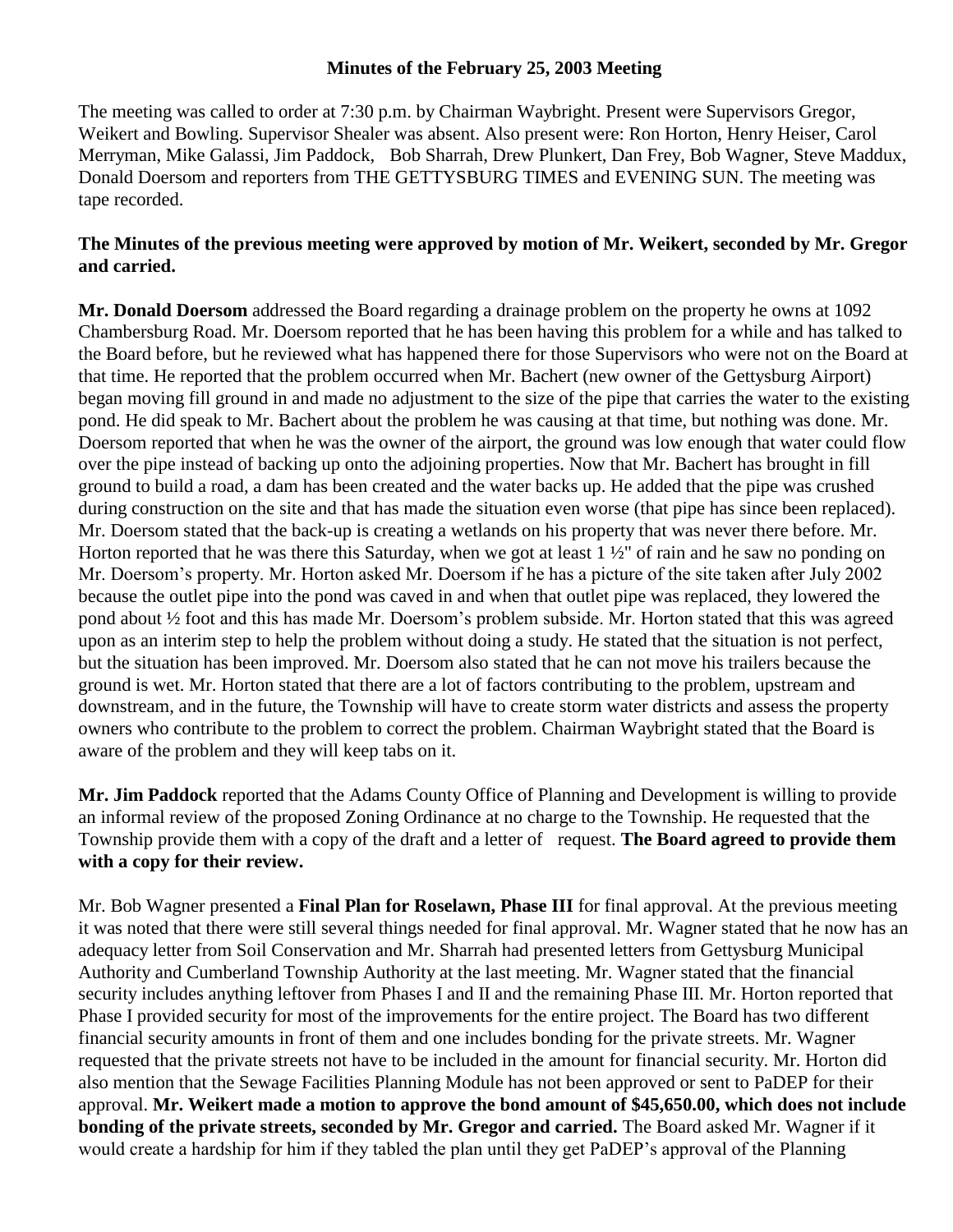# Minutes of the February 25, 2003 Meeting

The meeting was called to order at 7:30 p.m. by Chairman Waybright. Present were Supervisors Gregor, Weikert and Bowling. Supervisor Shealer was absent. Also present were: Ron Horton, Henry Heiser, Carol Merryman, Mike Galassi, Jim Paddock, Bob Sharrah, Drew Plunkert, Dan Frey, Bob Wagner, Steve Maddux, Donald Doersom and reporters from THE GETTYSBURG TIMES and EVENING SUN. The meeting was tape recorded.

**The Minutes of the previous meeting were approved by motion of Mr. Weikert, seconded by Mr. Gregor and carried.**

**Mr. Donald Doersom** addressed the Board regarding a drainage problem on the property he owns at 1092 Chambersburg Road. Mr. Doersom reported that he has been having this problem for a while and has talked to the Board before, but he reviewed what has happened there for those Supervisors who were not on the Board at that time. He reported that the problem occurred when Mr. Bachert (new owner of the Gettysburg Airport) began moving fill ground in and made no adjustment to the size of the pipe that carries the water to the existing pond. He did speak to Mr. Bachert about the problem he was causing at that time, but nothing was done. Mr. Doersom reported that when he was the owner of the airport, the ground was low enough that water could flow over the pipe instead of backing up onto the adjoining properties. Now that Mr. Bachert has brought in fill ground to build a road, a dam has been created and the water backs up. He added that the pipe was crushed during construction on the site and that has made the situation even worse (that pipe has since been replaced). Mr. Doersom stated that the back-up is creating a wetlands on his property that was never there before. Mr. Horton reported that he was there this Saturday, when we got at least 1 ½" of rain and he saw no ponding on Mr. Doersom's property. Mr. Horton asked Mr. Doersom if he has a picture of the site taken after July 2002 because the outlet pipe into the pond was caved in and when that outlet pipe was replaced, they lowered the pond about ½ foot and this has made Mr. Doersom's problem subside. Mr. Horton stated that this was agreed upon as an interim step to help the problem without doing a study. He stated that the situation is not perfect, but the situation has been improved. Mr. Doersom also stated that he can not move his trailers because the ground is wet. Mr. Horton stated that there are a lot of factors contributing to the problem, upstream and downstream, and in the future, the Township will have to create storm water districts and assess the property owners who contribute to the problem to correct the problem. Chairman Waybright stated that the Board is aware of the problem and they will keep tabs on it.

**Mr. Jim Paddock** reported that the Adams County Office of Planning and Development is willing to provide an informal review of the proposed Zoning Ordinance at no charge to the Township. He requested that the Township provide them with a copy of the draft and a letter of request. **The Board agreed to provide them with a copy for their review.**

Mr. Bob Wagner presented a **Final Plan for Roselawn, Phase III** for final approval. At the previous meeting it was noted that there were still several things needed for final approval. Mr. Wagner stated that he now has an adequacy letter from Soil Conservation and Mr. Sharrah had presented letters from Gettysburg Municipal Authority and Cumberland Township Authority at the last meeting. Mr. Wagner stated that the financial security includes anything leftover from Phases I and II and the remaining Phase III. Mr. Horton reported that Phase I provided security for most of the improvements for the entire project. The Board has two different financial security amounts in front of them and one includes bonding for the private streets. Mr. Wagner requested that the private streets not have to be included in the amount for financial security. Mr. Horton did also mention that the Sewage Facilities Planning Module has not been approved or sent to PaDEP for their approval. **Mr. Weikert made a motion to approve the bond amount of $45,650.00, which does not include bonding of the private streets, seconded by Mr. Gregor and carried.** The Board asked Mr. Wagner if it would create a hardship for him if they tabled the plan until they get PaDEP's approval of the Planning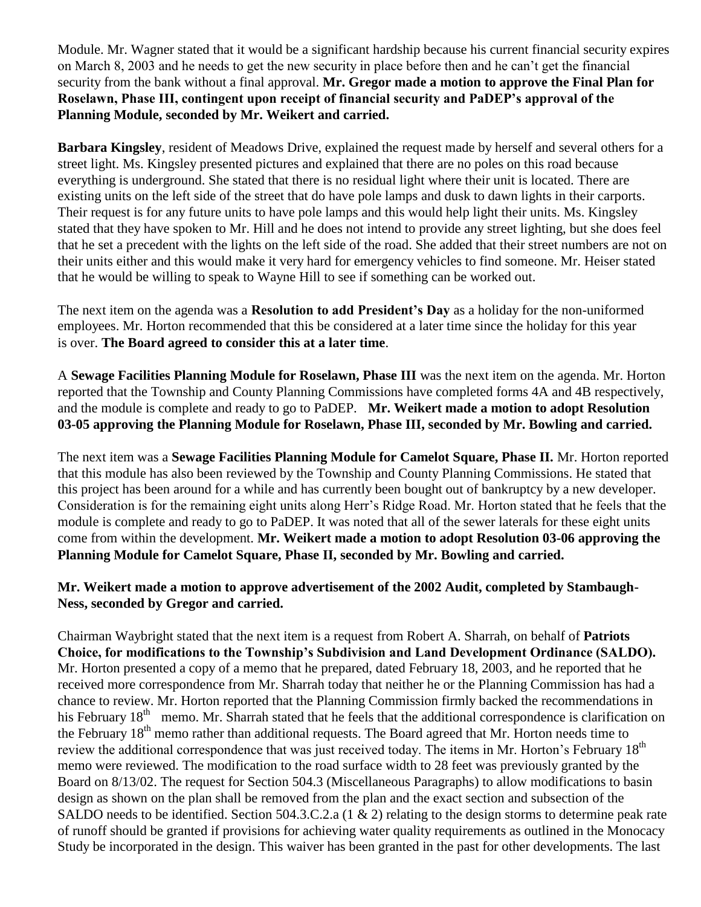Module. Mr. Wagner stated that it would be a significant hardship because his current financial security expires on March 8, 2003 and he needs to get the new security in place before then and he can't get the financial security from the bank without a final approval. **Mr. Gregor made a motion to approve the Final Plan for Roselawn, Phase III, contingent upon receipt of financial security and PaDEP's approval of the Planning Module, seconded by Mr. Weikert and carried.**

**Barbara Kingsley**, resident of Meadows Drive, explained the request made by herself and several others for a street light. Ms. Kingsley presented pictures and explained that there are no poles on this road because everything is underground. She stated that there is no residual light where their unit is located. There are existing units on the left side of the street that do have pole lamps and dusk to dawn lights in their carports. Their request is for any future units to have pole lamps and this would help light their units. Ms. Kingsley stated that they have spoken to Mr. Hill and he does not intend to provide any street lighting, but she does feel that he set a precedent with the lights on the left side of the road. She added that their street numbers are not on their units either and this would make it very hard for emergency vehicles to find someone. Mr. Heiser stated that he would be willing to speak to Wayne Hill to see if something can be worked out.

The next item on the agenda was a **Resolution to add President's Day** as a holiday for the non-uniformed employees. Mr. Horton recommended that this be considered at a later time since the holiday for this year is over. **The Board agreed to consider this at a later time**.

A **Sewage Facilities Planning Module for Roselawn, Phase III** was the next item on the agenda. Mr. Horton reported that the Township and County Planning Commissions have completed forms 4A and 4B respectively, and the module is complete and ready to go to PaDEP. **Mr. Weikert made a motion to adopt Resolution 03-05 approving the Planning Module for Roselawn, Phase III, seconded by Mr. Bowling and carried.**

The next item was a **Sewage Facilities Planning Module for Camelot Square, Phase II.** Mr. Horton reported that this module has also been reviewed by the Township and County Planning Commissions. He stated that this project has been around for a while and has currently been bought out of bankruptcy by a new developer. Consideration is for the remaining eight units along Herr's Ridge Road. Mr. Horton stated that he feels that the module is complete and ready to go to PaDEP. It was noted that all of the sewer laterals for these eight units come from within the development. **Mr. Weikert made a motion to adopt Resolution 03-06 approving the Planning Module for Camelot Square, Phase II, seconded by Mr. Bowling and carried.**

**Mr. Weikert made a motion to approve advertisement of the 2002 Audit, completed by Stambaugh-Ness, seconded by Gregor and carried.**

Chairman Waybright stated that the next item is a request from Robert A. Sharrah, on behalf of **Patriots Choice, for modifications to the Township's Subdivision and Land Development Ordinance (SALDO).** Mr. Horton presented a copy of a memo that he prepared, dated February 18, 2003, and he reported that he received more correspondence from Mr. Sharrah today that neither he or the Planning Commission has had a chance to review. Mr. Horton reported that the Planning Commission firmly backed the recommendations in his February 18th memo. Mr. Sharrah stated that he feels that the additional correspondence is clarification on the February 18th memo rather than additional requests. The Board agreed that Mr. Horton needs time to review the additional correspondence that was just received today. The items in Mr. Horton's February 18th memo were reviewed. The modification to the road surface width to 28 feet was previously granted by the Board on 8/13/02. The request for Section 504.3 (Miscellaneous Paragraphs) to allow modifications to basin design as shown on the plan shall be removed from the plan and the exact section and subsection of the SALDO needs to be identified. Section 504.3.C.2.a (1 & 2) relating to the design storms to determine peak rate of runoff should be granted if provisions for achieving water quality requirements as outlined in the Monocacy Study be incorporated in the design. This waiver has been granted in the past for other developments. The last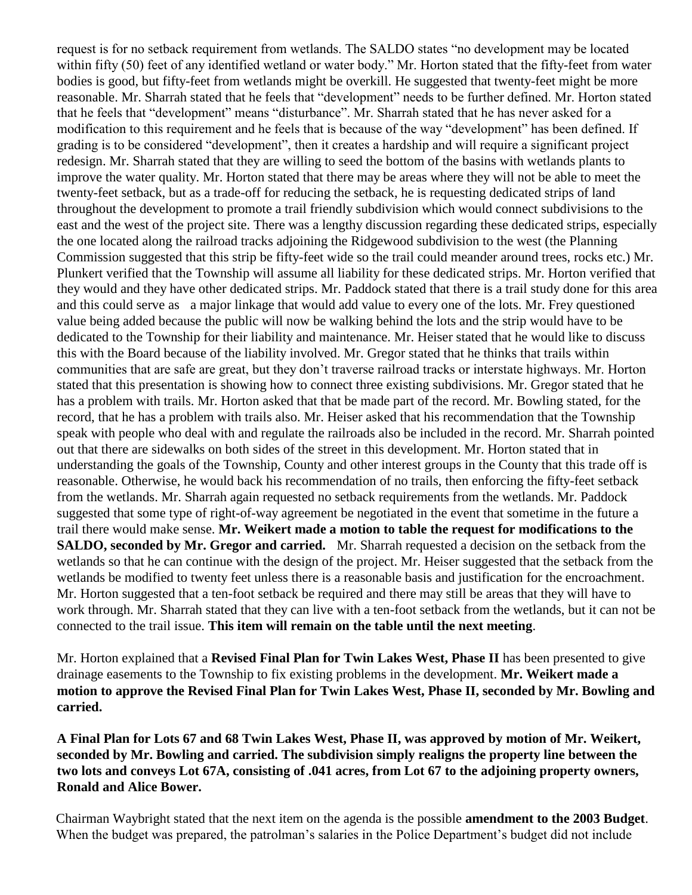request is for no setback requirement from wetlands. The SALDO states "no development may be located within fifty (50) feet of any identified wetland or water body." Mr. Horton stated that the fifty-feet from water bodies is good, but fifty-feet from wetlands might be overkill. He suggested that twenty-feet might be more reasonable. Mr. Sharrah stated that he feels that "development" needs to be further defined. Mr. Horton stated that he feels that "development" means "disturbance". Mr. Sharrah stated that he has never asked for a modification to this requirement and he feels that is because of the way "development" has been defined. If grading is to be considered "development", then it creates a hardship and will require a significant project redesign. Mr. Sharrah stated that they are willing to seed the bottom of the basins with wetlands plants to improve the water quality. Mr. Horton stated that there may be areas where they will not be able to meet the twenty-feet setback, but as a trade-off for reducing the setback, he is requesting dedicated strips of land throughout the development to promote a trail friendly subdivision which would connect subdivisions to the east and the west of the project site. There was a lengthy discussion regarding these dedicated strips, especially the one located along the railroad tracks adjoining the Ridgewood subdivision to the west (the Planning Commission suggested that this strip be fifty-feet wide so the trail could meander around trees, rocks etc.) Mr. Plunkert verified that the Township will assume all liability for these dedicated strips. Mr. Horton verified that they would and they have other dedicated strips. Mr. Paddock stated that there is a trail study done for this area and this could serve as a major linkage that would add value to every one of the lots. Mr. Frey questioned value being added because the public will now be walking behind the lots and the strip would have to be dedicated to the Township for their liability and maintenance. Mr. Heiser stated that he would like to discuss this with the Board because of the liability involved. Mr. Gregor stated that he thinks that trails within communities that are safe are great, but they don't traverse railroad tracks or interstate highways. Mr. Horton stated that this presentation is showing how to connect three existing subdivisions. Mr. Gregor stated that he has a problem with trails. Mr. Horton asked that that be made part of the record. Mr. Bowling stated, for the record, that he has a problem with trails also. Mr. Heiser asked that his recommendation that the Township speak with people who deal with and regulate the railroads also be included in the record. Mr. Sharrah pointed out that there are sidewalks on both sides of the street in this development. Mr. Horton stated that in understanding the goals of the Township, County and other interest groups in the County that this trade off is reasonable. Otherwise, he would back his recommendation of no trails, then enforcing the fifty-feet setback from the wetlands. Mr. Sharrah again requested no setback requirements from the wetlands. Mr. Paddock suggested that some type of right-of-way agreement be negotiated in the event that sometime in the future a trail there would make sense. **Mr. Weikert made a motion to table the request for modifications to the SALDO, seconded by Mr. Gregor and carried.** Mr. Sharrah requested a decision on the setback from the wetlands so that he can continue with the design of the project. Mr. Heiser suggested that the setback from the wetlands be modified to twenty feet unless there is a reasonable basis and justification for the encroachment. Mr. Horton suggested that a ten-foot setback be required and there may still be areas that they will have to work through. Mr. Sharrah stated that they can live with a ten-foot setback from the wetlands, but it can not be connected to the trail issue. **This item will remain on the table until the next meeting**.

Mr. Horton explained that a **Revised Final Plan for Twin Lakes West, Phase II** has been presented to give drainage easements to the Township to fix existing problems in the development. **Mr. Weikert made a motion to approve the Revised Final Plan for Twin Lakes West, Phase II, seconded by Mr. Bowling and carried.**

**A Final Plan for Lots 67 and 68 Twin Lakes West, Phase II, was approved by motion of Mr. Weikert, seconded by Mr. Bowling and carried. The subdivision simply realigns the property line between the two lots and conveys Lot 67A, consisting of .041 acres, from Lot 67 to the adjoining property owners, Ronald and Alice Bower.**

Chairman Waybright stated that the next item on the agenda is the possible **amendment to the 2003 Budget**. When the budget was prepared, the patrolman's salaries in the Police Department's budget did not include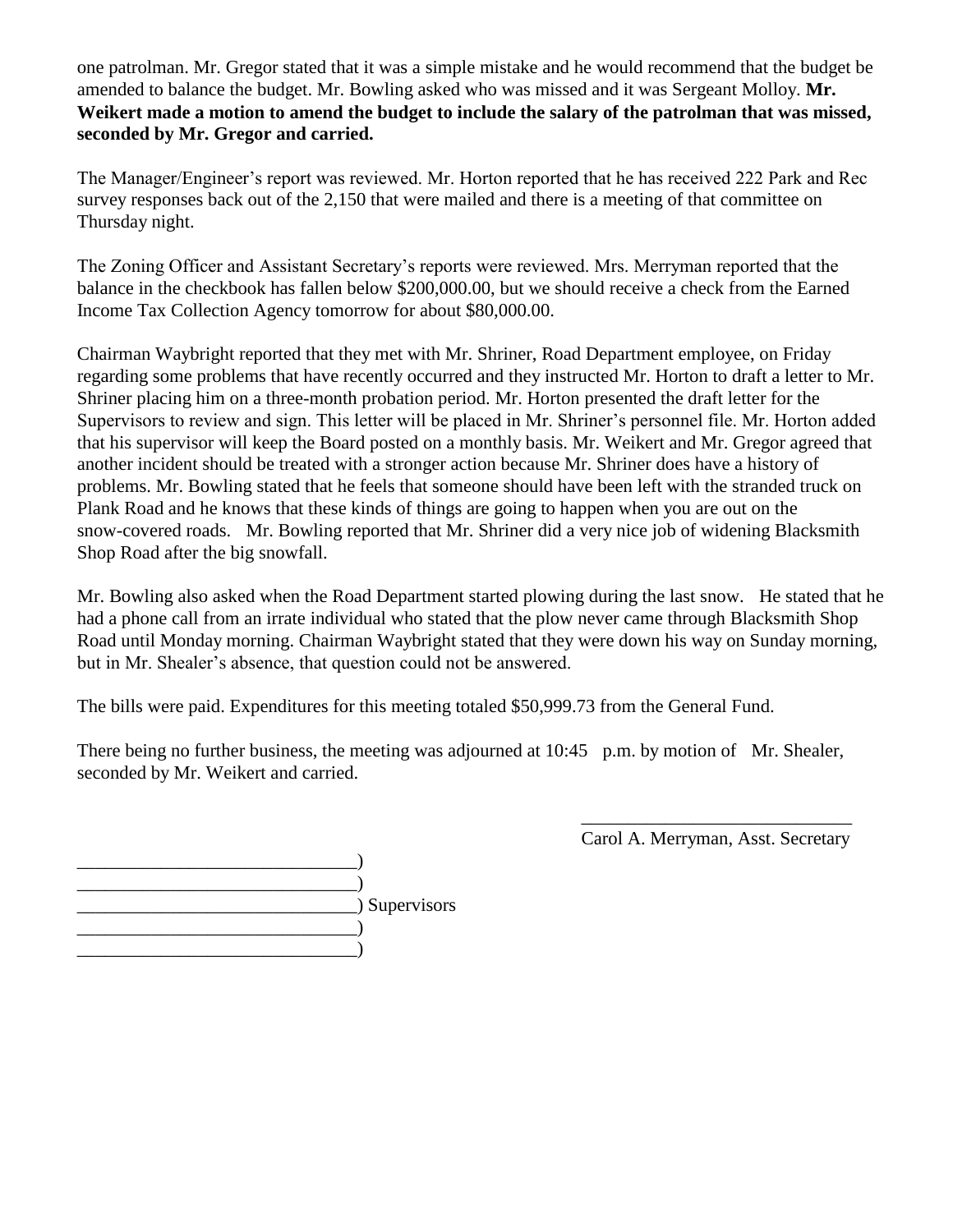one patrolman. Mr. Gregor stated that it was a simple mistake and he would recommend that the budget be amended to balance the budget. Mr. Bowling asked who was missed and it was Sergeant Molloy. **Mr. Weikert made a motion to amend the budget to include the salary of the patrolman that was missed, seconded by Mr. Gregor and carried.**

The Manager/Engineer's report was reviewed. Mr. Horton reported that he has received 222 Park and Rec survey responses back out of the 2,150 that were mailed and there is a meeting of that committee on Thursday night.

The Zoning Officer and Assistant Secretary's reports were reviewed. Mrs. Merryman reported that the balance in the checkbook has fallen below $200,000.00, but we should receive a check from the Earned Income Tax Collection Agency tomorrow for about $80,000.00.

Chairman Waybright reported that they met with Mr. Shriner, Road Department employee, on Friday regarding some problems that have recently occurred and they instructed Mr. Horton to draft a letter to Mr. Shriner placing him on a three-month probation period. Mr. Horton presented the draft letter for the Supervisors to review and sign. This letter will be placed in Mr. Shriner's personnel file. Mr. Horton added that his supervisor will keep the Board posted on a monthly basis. Mr. Weikert and Mr. Gregor agreed that another incident should be treated with a stronger action because Mr. Shriner does have a history of problems. Mr. Bowling stated that he feels that someone should have been left with the stranded truck on Plank Road and he knows that these kinds of things are going to happen when you are out on the snow-covered roads. Mr. Bowling reported that Mr. Shriner did a very nice job of widening Blacksmith Shop Road after the big snowfall.

Mr. Bowling also asked when the Road Department started plowing during the last snow. He stated that he had a phone call from an irate individual who stated that the plow never came through Blacksmith Shop Road until Monday morning. Chairman Waybright stated that they were down his way on Sunday morning, but in Mr. Shealer's absence, that question could not be answered.

The bills were paid. Expenditures for this meeting totaled $50,999.73 from the General Fund.

There being no further business, the meeting was adjourned at 10:45 p.m. by motion of Mr. Shealer, seconded by Mr. Weikert and carried.

_____________________________
Carol A. Merryman, Asst. Secretary

______________________________)
______________________________)
______________________________) Supervisors
______________________________)
______________________________)